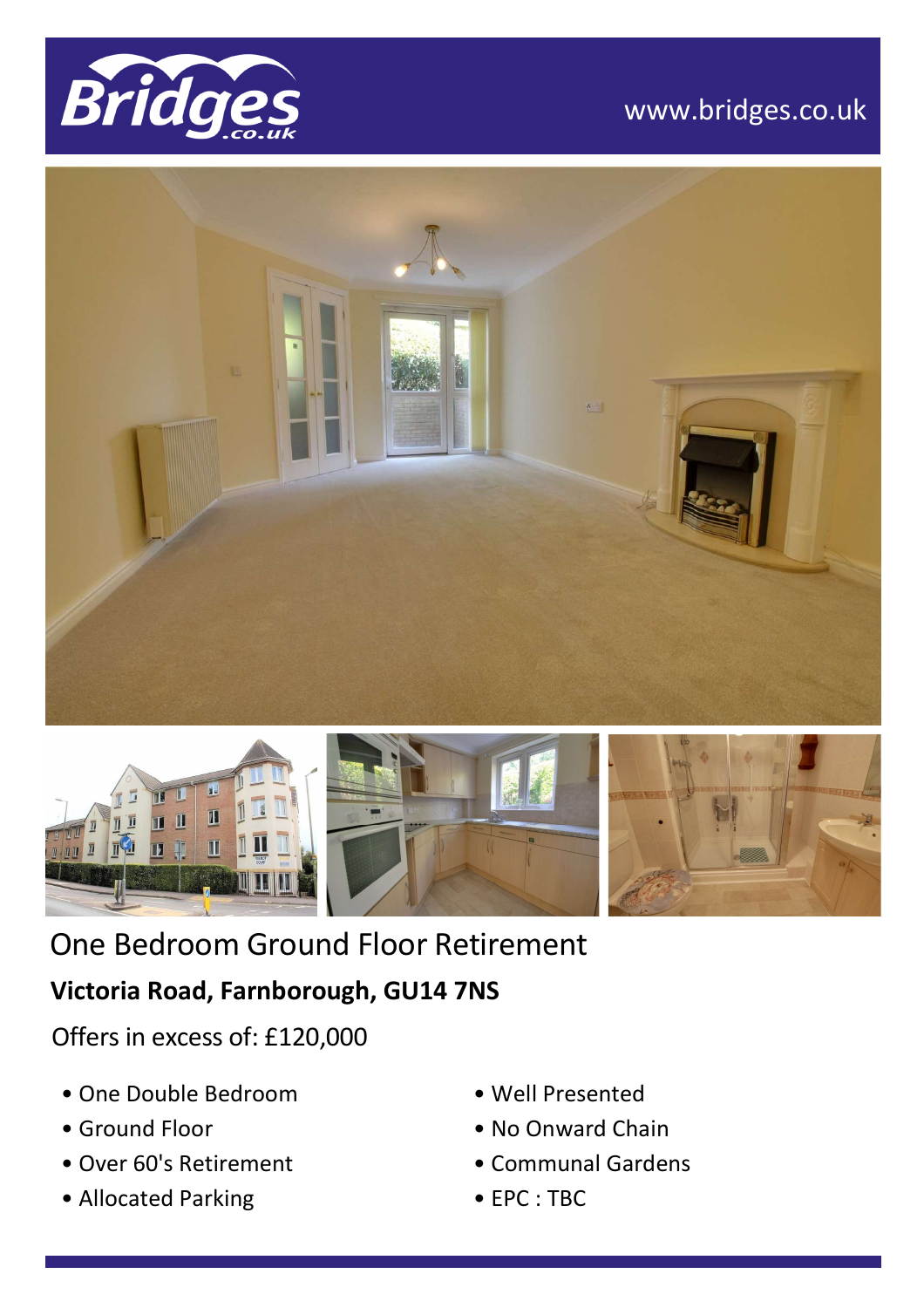www.bridges.co.uk

# One Bedroom Ground Floor Retirement

**Victoria Road, Farnborough, GU14 7NS**

Offers in excess of: £120,000

- One Double Bedroom
- Ground Floor
- Over 60's Retirement
- Allocated Parking
- Well Presented
- No Onward Chain
- Communal Gardens
- EPC : TBC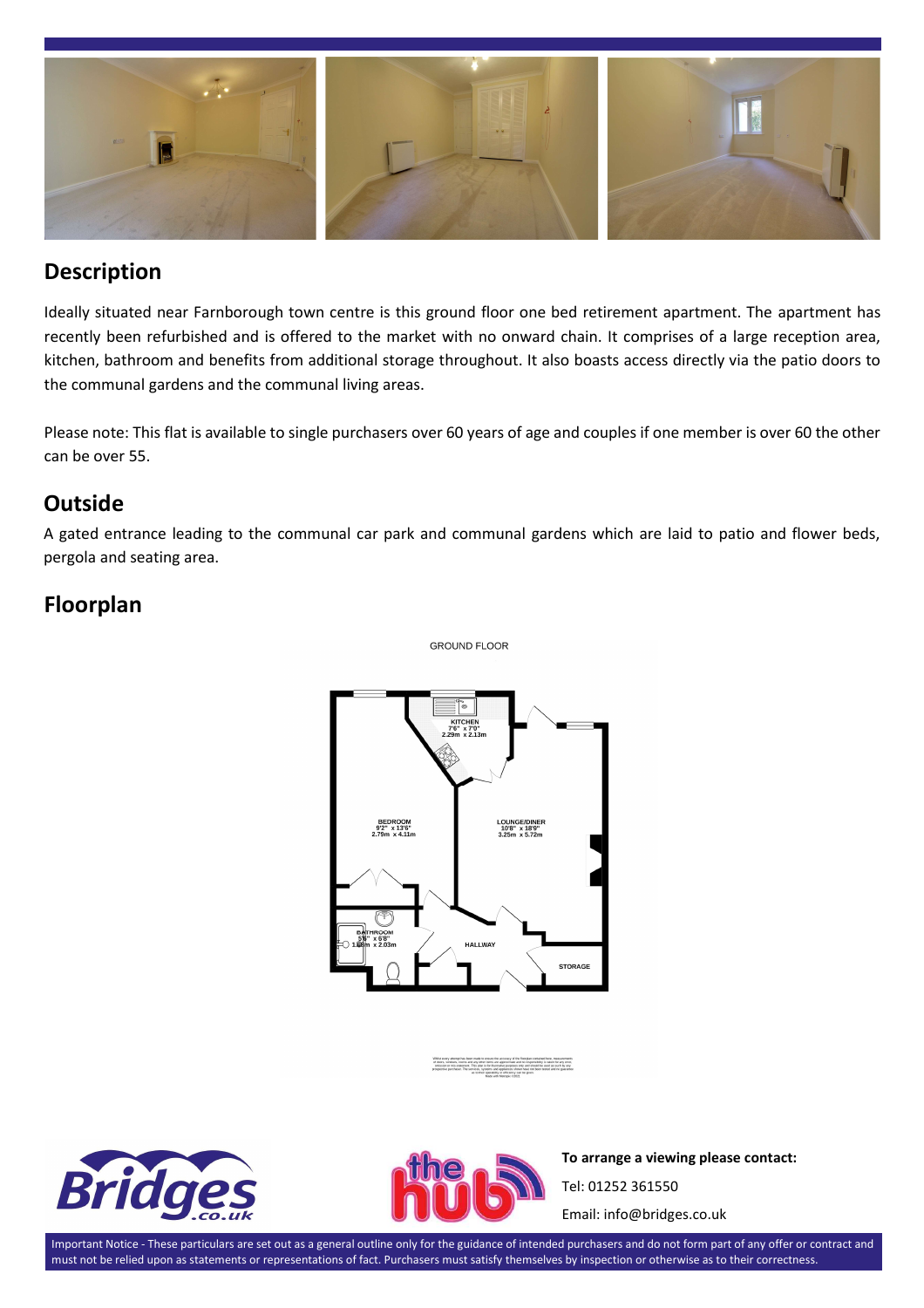## Description

Ideally situated near Farnborough town centre is this ground floor one bed retirement apartment. The apartment has recently been refurbished and is offered to the market with no onward chain. It comprises of a large reception area, kitchen, bathroom and benefits from additional storage throughout. It also boasts access directly via the patio doors to the communal gardens and the communal living areas.

Please note: This flat is available to single purchasers over 60 years of age and couples if one member is over 60 the other can be over 55.

## Outside

A gated entrance leading to the communal car park and communal gardens which are laid to patio and flower beds, pergola and seating area.

## Floorplan

GROUND FLOOR

KITCHEN
7'6" x 7'0"
2.29m x 2.13m

BEDROOM
9'2" x 13'6"
2.79m x 4.11m

LOUNGE/DINER
10'8" x 18'9"
3.25m x 5.72m

BATHROOM
5'6" x 6'8"
1.68m x 2.03m

HALLWAY

STORAGE

**To arrange a viewing please contact:**

Tel: 01252 361550

Email: info@bridges.co.uk

Important Notice - These particulars are set out as a general outline only for the guidance of intended purchasers and do not form part of any offer or contract and must not be relied upon as statements or representations of fact. Purchasers must satisfy themselves by inspection or otherwise as to their correctness.